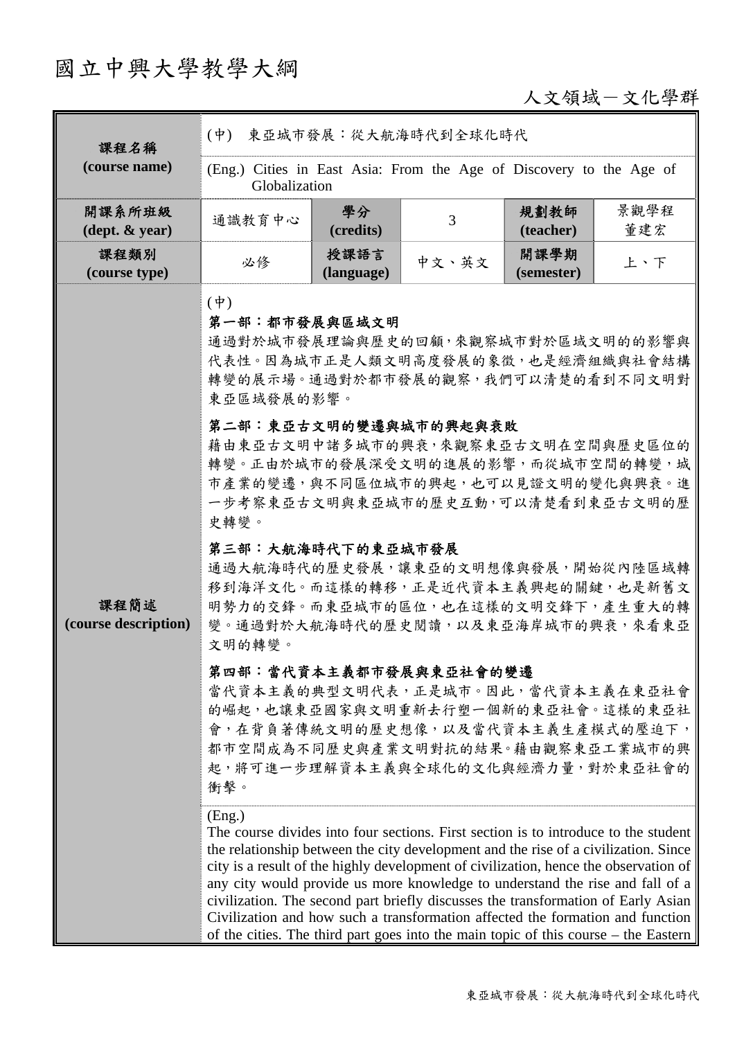# 國立中興大學教學大綱

人文領域－文化學群

| 課程名稱 (course name) | (中) 東亞城市發展：從大航海時代到全球化時代 | | | | |
|---|---|---|---|---|---|
| | (Eng.) Cities in East Asia: From the Age of Discovery to the Age of Globalization | | | | |
| 開課系所班級 (dept. & year) | 通識教育中心 | 學分 (credits) | 3 | 規劃教師 (teacher) | 景觀學程 董建宏 |
| 課程類別 (course type) | 必修 | 授課語言 (language) | 中文、英文 | 開課學期 (semester) | 上、下 |

**課程簡述 (course description)**

(中)

**第一部：都市發展與區域文明**

通過對於城市發展理論與歷史的回顧，來觀察城市對於區域文明的的影響與代表性。因為城市正是人類文明高度發展的象徵，也是經濟組織與社會結構轉變的展示場。通過對於都市發展的觀察，我們可以清楚的看到不同文明對東亞區域發展的影響。

**第二部：東亞古文明的變遷與城市的興起與衰敗**

藉由東亞古文明中諸多城市的興衰，來觀察東亞古文明在空間與歷史區位的轉變。正由於城市的發展深受文明的進展的影響，而從城市空間的轉變，城市產業的變遷，與不同區位城市的興起，也可以見證文明的變化與興衰。進一步考察東亞古文明與東亞城市的歷史互動，可以清楚看到東亞古文明的歷史轉變。

**第三部：大航海時代下的東亞城市發展**

通過大航海時代的歷史發展，讓東亞的文明想像與發展，開始從內陸區域轉移到海洋文化。而這樣的轉移，正是近代資本主義興起的關鍵，也是新舊文明勢力的交鋒。而東亞城市的區位，也在這樣的文明交鋒下，產生重大的轉變。通過對於大航海時代的歷史閱讀，以及東亞海岸城市的興衰，來看東亞文明的轉變。

**第四部：當代資本主義都市發展與東亞社會的變遷**

當代資本主義的典型文明代表，正是城市。因此，當代資本主義在東亞社會的崛起，也讓東亞國家與文明重新去行塑一個新的東亞社會。這樣的東亞社會，在背負著傳統文明的歷史想像，以及當代資本主義生產模式的壓迫下，都市空間成為不同歷史與產業文明對抗的結果。藉由觀察東亞工業城市的興起，將可進一步理解資本主義與全球化的文化與經濟力量，對於東亞社會的衝擊。

(Eng.)

The course divides into four sections. First section is to introduce to the student the relationship between the city development and the rise of a civilization. Since city is a result of the highly development of civilization, hence the observation of any city would provide us more knowledge to understand the rise and fall of a civilization. The second part briefly discusses the transformation of Early Asian Civilization and how such a transformation affected the formation and function of the cities. The third part goes into the main topic of this course – the Eastern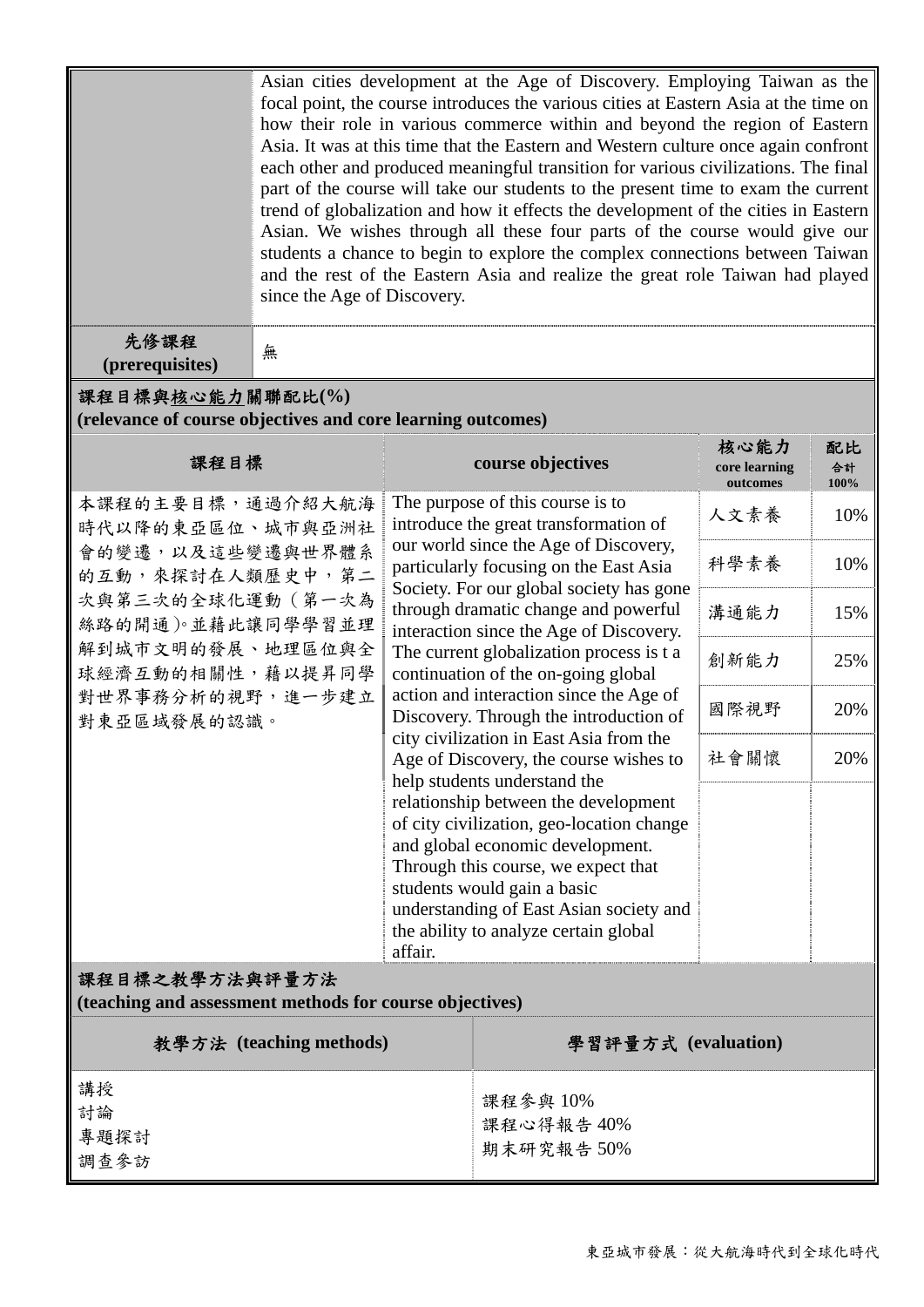| | Asian cities development at the Age of Discovery. Employing Taiwan as the focal point, the course introduces the various cities at Eastern Asia at the time on how their role in various commerce within and beyond the region of Eastern Asia. It was at this time that the Eastern and Western culture once again confront each other and produced meaningful transition for various civilizations. The final part of the course will take our students to the present time to exam the current trend of globalization and how it effects the development of the cities in Eastern Asian. We wishes through all these four parts of the course would give our students a chance to begin to explore the complex connections between Taiwan and the rest of the Eastern Asia and realize the great role Taiwan had played since the Age of Discovery. |
|---|---|
| **先修課程 (prerequisites)** | 無 |

**課程目標與核心能力關聯配比(%)**
**(relevance of course objectives and core learning outcomes)**

| 課程目標 | course objectives | 核心能力 core learning outcomes | 配比 合計 100% |
|---|---|---|---|
| 本課程的主要目標，通過介紹大航海時代以降的東亞區位、城市與亞洲社會的變遷，以及這些變遷與世界體系的互動，來探討在人類歷史中，第二次與第三次的全球化運動（第一次為絲路的開通）。並藉此讓同學學習並理解到城市文明的發展、地理區位與全球經濟互動的相關性，藉以提昇同學對世界事務分析的視野，進一步建立對東亞區域發展的認識。 | The purpose of this course is to introduce the great transformation of our world since the Age of Discovery, particularly focusing on the East Asia Society. For our global society has gone through dramatic change and powerful interaction since the Age of Discovery. The current globalization process is t a continuation of the on-going global action and interaction since the Age of Discovery. Through the introduction of city civilization in East Asia from the Age of Discovery, the course wishes to help students understand the relationship between the development of city civilization, geo-location change and global economic development. Through this course, we expect that students would gain a basic understanding of East Asian society and the ability to analyze certain global affair. | 人文素養 | 10% |
| | | 科學素養 | 10% |
| | | 溝通能力 | 15% |
| | | 創新能力 | 25% |
| | | 國際視野 | 20% |
| | | 社會關懷 | 20% |

**課程目標之教學方法與評量方法**
**(teaching and assessment methods for course objectives)**

| 教學方法 (teaching methods) | 學習評量方式 (evaluation) |
|---|---|
| 講授<br>討論<br>專題探討<br>調查參訪 | 課程參與 10%<br>課程心得報告 40%<br>期末研究報告 50% |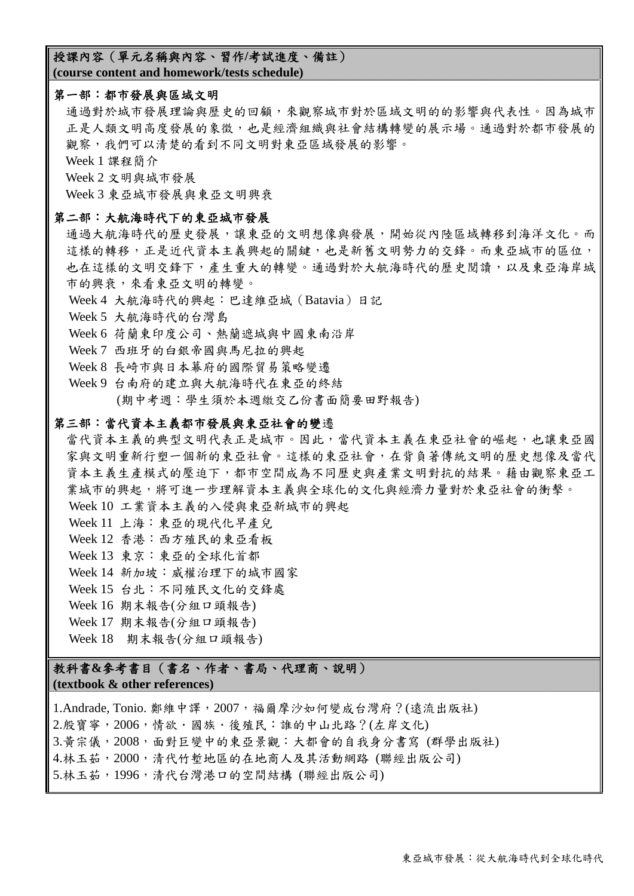**授課內容（單元名稱與內容、習作/考試進度、備註）**
**(course content and homework/tests schedule)**

**第一部：都市發展與區域文明**

通過對於城市發展理論與歷史的回顧，來觀察城市對於區域文明的的影響與代表性。因為城市正是人類文明高度發展的象徵，也是經濟組織與社會結構轉變的展示場。通過對於都市發展的觀察，我們可以清楚的看到不同文明對東亞區域發展的影響。

Week 1 課程簡介

Week 2 文明與城市發展

Week 3 東亞城市發展與東亞文明興衰

**第二部：大航海時代下的東亞城市發展**

通過大航海時代的歷史發展，讓東亞的文明想像與發展，開始從內陸區域轉移到海洋文化。而這樣的轉移，正是近代資本主義興起的關鍵，也是新舊文明勢力的交鋒。而東亞城市的區位，也在這樣的文明交鋒下，產生重大的轉變。通過對於大航海時代的歷史閱讀，以及東亞海岸城市的興衰，來看東亞文明的轉變。

Week 4 大航海時代的興起：巴達維亞城（Batavia）日記

Week 5 大航海時代的台灣島

Week 6 荷蘭東印度公司、熱蘭遮城與中國東南沿岸

Week 7 西班牙的白銀帝國與馬尼拉的興起

Week 8 長崎市與日本幕府的國際貿易策略變遷

Week 9 台南府的建立與大航海時代在東亞的終結

(期中考週：學生須於本週繳交乙份書面簡要田野報告)

**第三部：當代資本主義都市發展與東亞社會的變遷**

當代資本主義的典型文明代表正是城市。因此，當代資本主義在東亞社會的崛起，也讓東亞國家與文明重新行塑一個新的東亞社會。這樣的東亞社會，在背負著傳統文明的歷史想像及當代資本主義生產模式的壓迫下，都市空間成為不同歷史與產業文明對抗的結果。藉由觀察東亞工業城市的興起，將可進一步理解資本主義與全球化的文化與經濟力量對於東亞社會的衝擊。

Week 10 工業資本主義的入侵與東亞新城市的興起

Week 11 上海：東亞的現代化早產兒

Week 12 香港：西方殖民的東亞看板

Week 13 東京：東亞的全球化首都

Week 14 新加坡：威權治理下的城市國家

Week 15 台北：不同殖民文化的交鋒處

Week 16 期末報告(分組口頭報告)

Week 17 期末報告(分組口頭報告)

Week 18 期末報告(分組口頭報告)

**教科書&參考書目（書名、作者、書局、代理商、說明）**
**(textbook & other references)**

1.Andrade, Tonio. 鄭維中譯，2007，福爾摩沙如何變成台灣府？(遠流出版社)

2.殷寶寧，2006，情欲・國族・後殖民：誰的中山北路？(左岸文化)

3.黃宗儀，2008，面對巨變中的東亞景觀：大都會的自我身分書寫 (群學出版社)

4.林玉茹，2000，清代竹塹地區的在地商人及其活動網路 (聯經出版公司)

5.林玉茹，1996，清代台灣港口的空間結構 (聯經出版公司)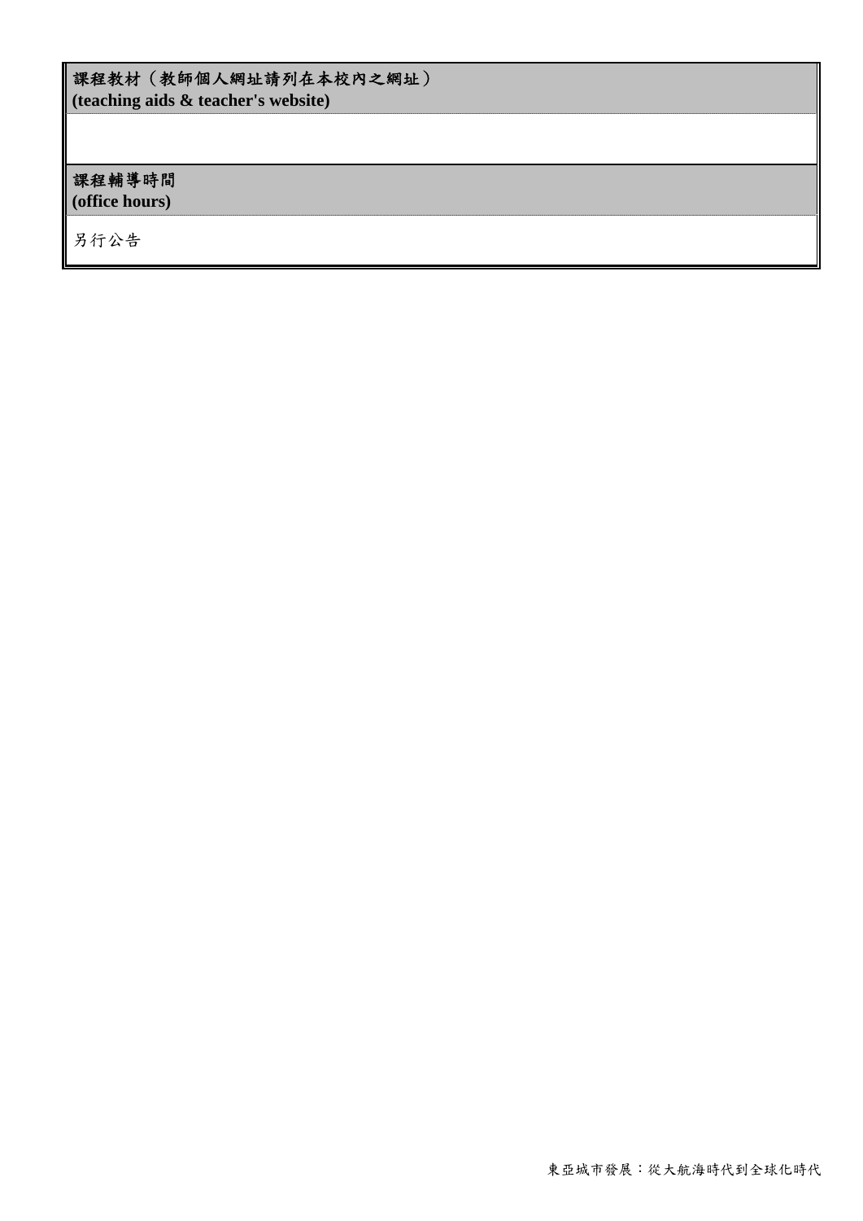| |
|---|
| **課程教材（教師個人網址請列在本校內之網址）<br>(teaching aids & teacher's website)** |
| |
| **課程輔導時間<br>(office hours)** |
| 另行公告 |